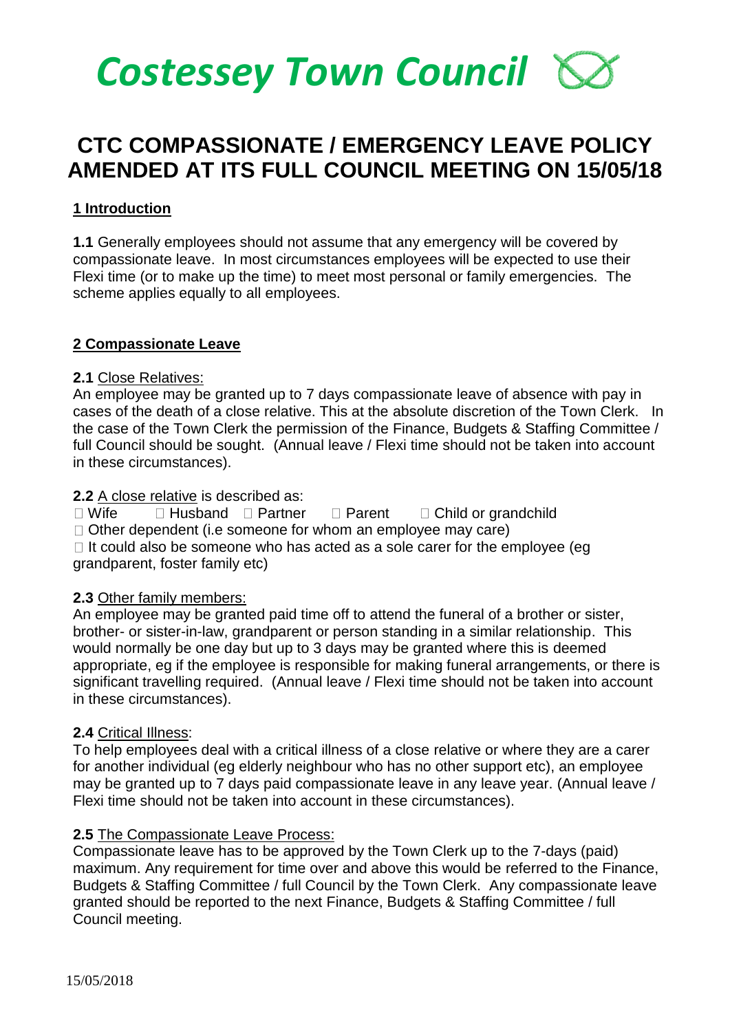# Costessey Town Council

## CTC COMPASSIONATE / EMERGENCY LEAVE POLICY AMENDED AT ITS FULL COUNCIL MEETING ON 15/05/18

### 1 Introduction

**1.1** Generally employees should not assume that any emergency will be covered by compassionate leave. In most circumstances employees will be expected to use their Flexi time (or to make up the time) to meet most personal or family emergencies. The scheme applies equally to all employees.

### 2 Compassionate Leave

**2.1** Close Relatives:
An employee may be granted up to 7 days compassionate leave of absence with pay in cases of the death of a close relative. This at the absolute discretion of the Town Clerk. In the case of the Town Clerk the permission of the Finance, Budgets & Staffing Committee / full Council should be sought. (Annual leave / Flexi time should not be taken into account in these circumstances).

**2.2** A close relative is described as:

- Wife
- Husband
- Partner
- Parent
- Child or grandchild
- Other dependent (i.e someone for whom an employee may care)
- It could also be someone who has acted as a sole carer for the employee (eg grandparent, foster family etc)

**2.3** Other family members:
An employee may be granted paid time off to attend the funeral of a brother or sister, brother- or sister-in-law, grandparent or person standing in a similar relationship. This would normally be one day but up to 3 days may be granted where this is deemed appropriate, eg if the employee is responsible for making funeral arrangements, or there is significant travelling required. (Annual leave / Flexi time should not be taken into account in these circumstances).

**2.4** Critical Illness:
To help employees deal with a critical illness of a close relative or where they are a carer for another individual (eg elderly neighbour who has no other support etc), an employee may be granted up to 7 days paid compassionate leave in any leave year. (Annual leave / Flexi time should not be taken into account in these circumstances).

**2.5** The Compassionate Leave Process:
Compassionate leave has to be approved by the Town Clerk up to the 7-days (paid) maximum. Any requirement for time over and above this would be referred to the Finance, Budgets & Staffing Committee / full Council by the Town Clerk. Any compassionate leave granted should be reported to the next Finance, Budgets & Staffing Committee / full Council meeting.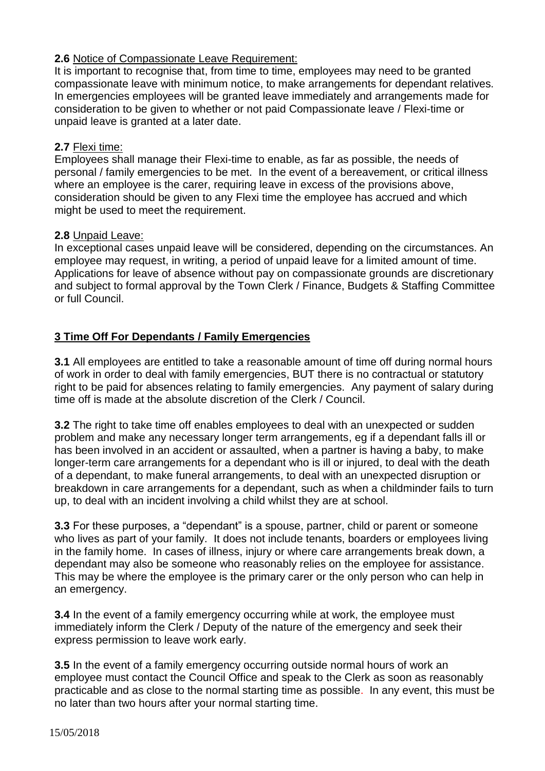**2.6** Notice of Compassionate Leave Requirement:
It is important to recognise that, from time to time, employees may need to be granted compassionate leave with minimum notice, to make arrangements for dependant relatives. In emergencies employees will be granted leave immediately and arrangements made for consideration to be given to whether or not paid Compassionate leave / Flexi-time or unpaid leave is granted at a later date.

**2.7** Flexi time:
Employees shall manage their Flexi-time to enable, as far as possible, the needs of personal / family emergencies to be met. In the event of a bereavement, or critical illness where an employee is the carer, requiring leave in excess of the provisions above, consideration should be given to any Flexi time the employee has accrued and which might be used to meet the requirement.

**2.8** Unpaid Leave:
In exceptional cases unpaid leave will be considered, depending on the circumstances. An employee may request, in writing, a period of unpaid leave for a limited amount of time. Applications for leave of absence without pay on compassionate grounds are discretionary and subject to formal approval by the Town Clerk / Finance, Budgets & Staffing Committee or full Council.

## 3 Time Off For Dependants / Family Emergencies

**3.1** All employees are entitled to take a reasonable amount of time off during normal hours of work in order to deal with family emergencies, BUT there is no contractual or statutory right to be paid for absences relating to family emergencies. Any payment of salary during time off is made at the absolute discretion of the Clerk / Council.

**3.2** The right to take time off enables employees to deal with an unexpected or sudden problem and make any necessary longer term arrangements, eg if a dependant falls ill or has been involved in an accident or assaulted, when a partner is having a baby, to make longer-term care arrangements for a dependant who is ill or injured, to deal with the death of a dependant, to make funeral arrangements, to deal with an unexpected disruption or breakdown in care arrangements for a dependant, such as when a childminder fails to turn up, to deal with an incident involving a child whilst they are at school.

**3.3** For these purposes, a "dependant" is a spouse, partner, child or parent or someone who lives as part of your family. It does not include tenants, boarders or employees living in the family home. In cases of illness, injury or where care arrangements break down, a dependant may also be someone who reasonably relies on the employee for assistance. This may be where the employee is the primary carer or the only person who can help in an emergency.

**3.4** In the event of a family emergency occurring while at work, the employee must immediately inform the Clerk / Deputy of the nature of the emergency and seek their express permission to leave work early.

**3.5** In the event of a family emergency occurring outside normal hours of work an employee must contact the Council Office and speak to the Clerk as soon as reasonably practicable and as close to the normal starting time as possible. In any event, this must be no later than two hours after your normal starting time.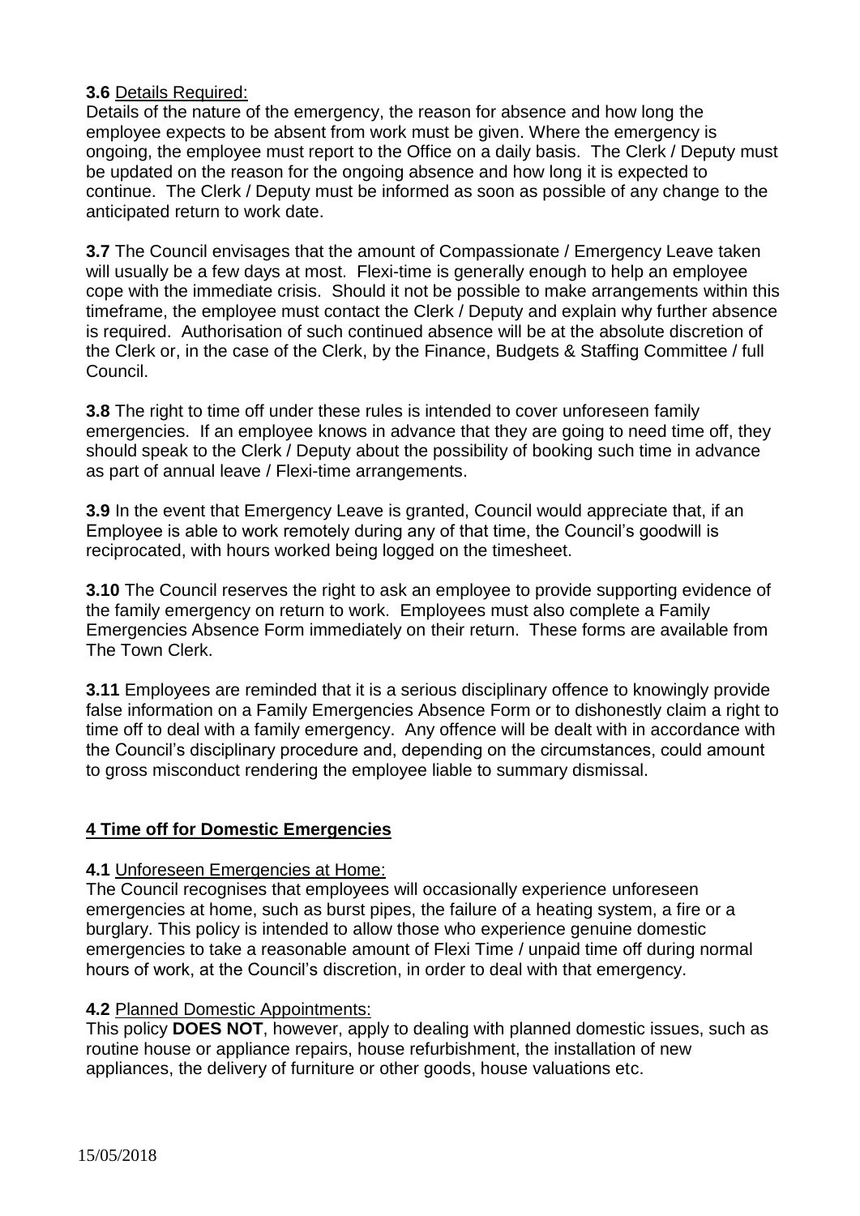**3.6** Details Required:
Details of the nature of the emergency, the reason for absence and how long the employee expects to be absent from work must be given. Where the emergency is ongoing, the employee must report to the Office on a daily basis. The Clerk / Deputy must be updated on the reason for the ongoing absence and how long it is expected to continue. The Clerk / Deputy must be informed as soon as possible of any change to the anticipated return to work date.

**3.7** The Council envisages that the amount of Compassionate / Emergency Leave taken will usually be a few days at most. Flexi-time is generally enough to help an employee cope with the immediate crisis. Should it not be possible to make arrangements within this timeframe, the employee must contact the Clerk / Deputy and explain why further absence is required. Authorisation of such continued absence will be at the absolute discretion of the Clerk or, in the case of the Clerk, by the Finance, Budgets & Staffing Committee / full Council.

**3.8** The right to time off under these rules is intended to cover unforeseen family emergencies. If an employee knows in advance that they are going to need time off, they should speak to the Clerk / Deputy about the possibility of booking such time in advance as part of annual leave / Flexi-time arrangements.

**3.9** In the event that Emergency Leave is granted, Council would appreciate that, if an Employee is able to work remotely during any of that time, the Council's goodwill is reciprocated, with hours worked being logged on the timesheet.

**3.10** The Council reserves the right to ask an employee to provide supporting evidence of the family emergency on return to work. Employees must also complete a Family Emergencies Absence Form immediately on their return. These forms are available from The Town Clerk.

**3.11** Employees are reminded that it is a serious disciplinary offence to knowingly provide false information on a Family Emergencies Absence Form or to dishonestly claim a right to time off to deal with a family emergency. Any offence will be dealt with in accordance with the Council's disciplinary procedure and, depending on the circumstances, could amount to gross misconduct rendering the employee liable to summary dismissal.

## 4 Time off for Domestic Emergencies

**4.1** Unforeseen Emergencies at Home:
The Council recognises that employees will occasionally experience unforeseen emergencies at home, such as burst pipes, the failure of a heating system, a fire or a burglary. This policy is intended to allow those who experience genuine domestic emergencies to take a reasonable amount of Flexi Time / unpaid time off during normal hours of work, at the Council's discretion, in order to deal with that emergency.

**4.2** Planned Domestic Appointments:
This policy **DOES NOT**, however, apply to dealing with planned domestic issues, such as routine house or appliance repairs, house refurbishment, the installation of new appliances, the delivery of furniture or other goods, house valuations etc.

15/05/2018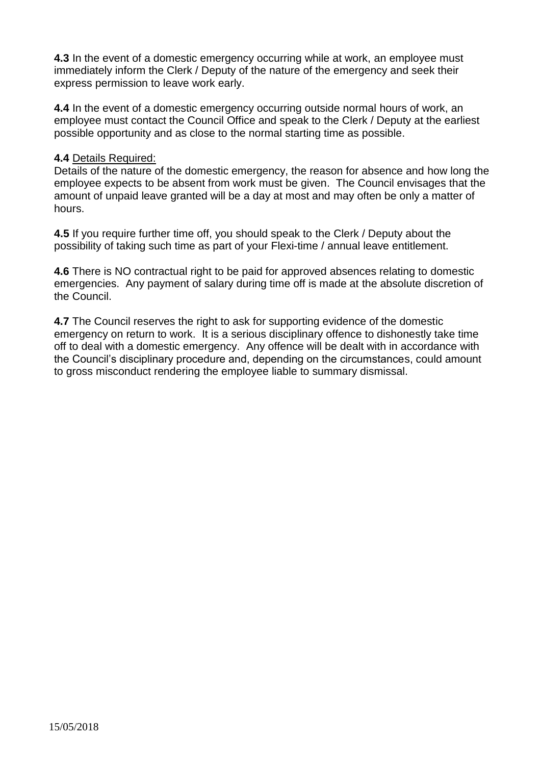**4.3** In the event of a domestic emergency occurring while at work, an employee must immediately inform the Clerk / Deputy of the nature of the emergency and seek their express permission to leave work early.

**4.4** In the event of a domestic emergency occurring outside normal hours of work, an employee must contact the Council Office and speak to the Clerk / Deputy at the earliest possible opportunity and as close to the normal starting time as possible.

**4.4** Details Required:
Details of the nature of the domestic emergency, the reason for absence and how long the employee expects to be absent from work must be given. The Council envisages that the amount of unpaid leave granted will be a day at most and may often be only a matter of hours.

**4.5** If you require further time off, you should speak to the Clerk / Deputy about the possibility of taking such time as part of your Flexi-time / annual leave entitlement.

**4.6** There is NO contractual right to be paid for approved absences relating to domestic emergencies. Any payment of salary during time off is made at the absolute discretion of the Council.

**4.7** The Council reserves the right to ask for supporting evidence of the domestic emergency on return to work. It is a serious disciplinary offence to dishonestly take time off to deal with a domestic emergency. Any offence will be dealt with in accordance with the Council's disciplinary procedure and, depending on the circumstances, could amount to gross misconduct rendering the employee liable to summary dismissal.

15/05/2018